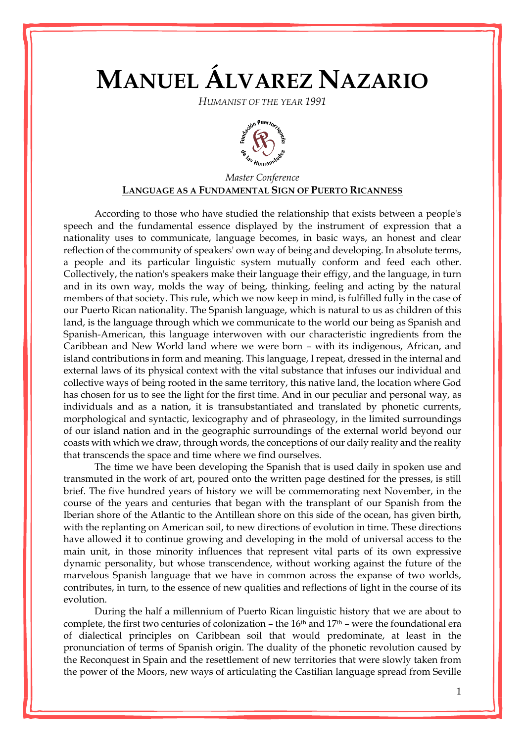# Manuel Álvarez Nazario

*Humanist of the year 1991*

*Master Conference*

**Language as a Fundamental Sign of Puerto Ricanness**

According to those who have studied the relationship that exists between a people's speech and the fundamental essence displayed by the instrument of expression that a nationality uses to communicate, language becomes, in basic ways, an honest and clear reflection of the community of speakers' own way of being and developing. In absolute terms, a people and its particular linguistic system mutually conform and feed each other. Collectively, the nation's speakers make their language their effigy, and the language, in turn and in its own way, molds the way of being, thinking, feeling and acting by the natural members of that society. This rule, which we now keep in mind, is fulfilled fully in the case of our Puerto Rican nationality. The Spanish language, which is natural to us as children of this land, is the language through which we communicate to the world our being as Spanish and Spanish-American, this language interwoven with our characteristic ingredients from the Caribbean and New World land where we were born – with its indigenous, African, and island contributions in form and meaning. This language, I repeat, dressed in the internal and external laws of its physical context with the vital substance that infuses our individual and collective ways of being rooted in the same territory, this native land, the location where God has chosen for us to see the light for the first time. And in our peculiar and personal way, as individuals and as a nation, it is transubstantiated and translated by phonetic currents, morphological and syntactic, lexicography and of phraseology, in the limited surroundings of our island nation and in the geographic surroundings of the external world beyond our coasts with which we draw, through words, the conceptions of our daily reality and the reality that transcends the space and time where we find ourselves.

The time we have been developing the Spanish that is used daily in spoken use and transmuted in the work of art, poured onto the written page destined for the presses, is still brief. The five hundred years of history we will be commemorating next November, in the course of the years and centuries that began with the transplant of our Spanish from the Iberian shore of the Atlantic to the Antillean shore on this side of the ocean, has given birth, with the replanting on American soil, to new directions of evolution in time. These directions have allowed it to continue growing and developing in the mold of universal access to the main unit, in those minority influences that represent vital parts of its own expressive dynamic personality, but whose transcendence, without working against the future of the marvelous Spanish language that we have in common across the expanse of two worlds, contributes, in turn, to the essence of new qualities and reflections of light in the course of its evolution.

During the half a millennium of Puerto Rican linguistic history that we are about to complete, the first two centuries of colonization – the 16th and 17th – were the foundational era of dialectical principles on Caribbean soil that would predominate, at least in the pronunciation of terms of Spanish origin. The duality of the phonetic revolution caused by the Reconquest in Spain and the resettlement of new territories that were slowly taken from the power of the Moors, new ways of articulating the Castilian language spread from Seville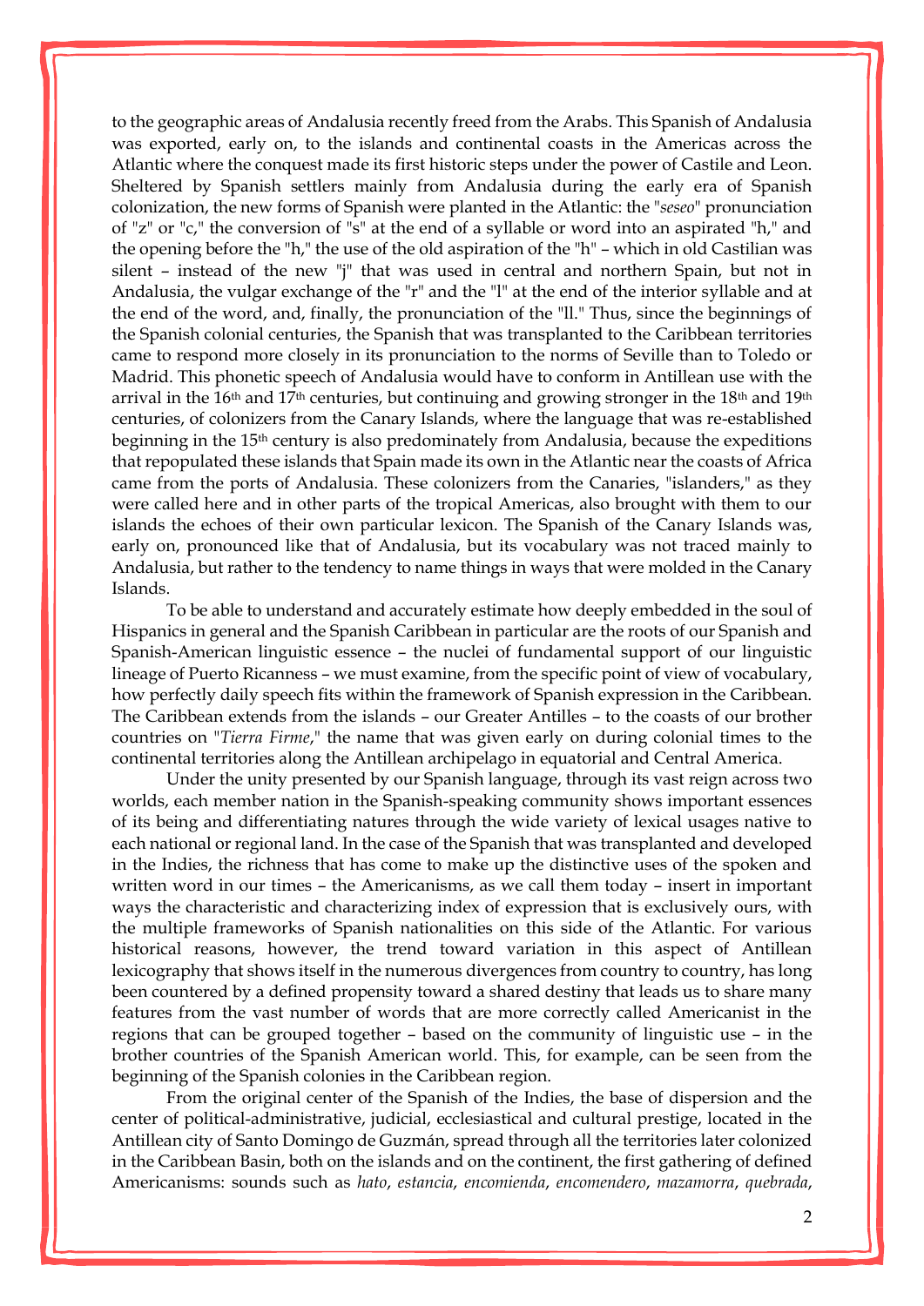to the geographic areas of Andalusia recently freed from the Arabs. This Spanish of Andalusia was exported, early on, to the islands and continental coasts in the Americas across the Atlantic where the conquest made its first historic steps under the power of Castile and Leon. Sheltered by Spanish settlers mainly from Andalusia during the early era of Spanish colonization, the new forms of Spanish were planted in the Atlantic: the "*seseo*" pronunciation of "z" or "c," the conversion of "s" at the end of a syllable or word into an aspirated "h," and the opening before the "h," the use of the old aspiration of the "h" – which in old Castilian was silent – instead of the new "j" that was used in central and northern Spain, but not in Andalusia, the vulgar exchange of the "r" and the "l" at the end of the interior syllable and at the end of the word, and, finally, the pronunciation of the "ll." Thus, since the beginnings of the Spanish colonial centuries, the Spanish that was transplanted to the Caribbean territories came to respond more closely in its pronunciation to the norms of Seville than to Toledo or Madrid. This phonetic speech of Andalusia would have to conform in Antillean use with the arrival in the 16th and 17th centuries, but continuing and growing stronger in the 18th and 19th centuries, of colonizers from the Canary Islands, where the language that was re-established beginning in the 15th century is also predominately from Andalusia, because the expeditions that repopulated these islands that Spain made its own in the Atlantic near the coasts of Africa came from the ports of Andalusia. These colonizers from the Canaries, "islanders," as they were called here and in other parts of the tropical Americas, also brought with them to our islands the echoes of their own particular lexicon. The Spanish of the Canary Islands was, early on, pronounced like that of Andalusia, but its vocabulary was not traced mainly to Andalusia, but rather to the tendency to name things in ways that were molded in the Canary Islands.

To be able to understand and accurately estimate how deeply embedded in the soul of Hispanics in general and the Spanish Caribbean in particular are the roots of our Spanish and Spanish-American linguistic essence – the nuclei of fundamental support of our linguistic lineage of Puerto Ricanness – we must examine, from the specific point of view of vocabulary, how perfectly daily speech fits within the framework of Spanish expression in the Caribbean. The Caribbean extends from the islands – our Greater Antilles – to the coasts of our brother countries on "*Tierra Firme*," the name that was given early on during colonial times to the continental territories along the Antillean archipelago in equatorial and Central America.

Under the unity presented by our Spanish language, through its vast reign across two worlds, each member nation in the Spanish-speaking community shows important essences of its being and differentiating natures through the wide variety of lexical usages native to each national or regional land. In the case of the Spanish that was transplanted and developed in the Indies, the richness that has come to make up the distinctive uses of the spoken and written word in our times – the Americanisms, as we call them today – insert in important ways the characteristic and characterizing index of expression that is exclusively ours, with the multiple frameworks of Spanish nationalities on this side of the Atlantic. For various historical reasons, however, the trend toward variation in this aspect of Antillean lexicography that shows itself in the numerous divergences from country to country, has long been countered by a defined propensity toward a shared destiny that leads us to share many features from the vast number of words that are more correctly called Americanist in the regions that can be grouped together – based on the community of linguistic use – in the brother countries of the Spanish American world. This, for example, can be seen from the beginning of the Spanish colonies in the Caribbean region.

From the original center of the Spanish of the Indies, the base of dispersion and the center of political-administrative, judicial, ecclesiastical and cultural prestige, located in the Antillean city of Santo Domingo de Guzmán, spread through all the territories later colonized in the Caribbean Basin, both on the islands and on the continent, the first gathering of defined Americanisms: sounds such as *hato*, *estancia*, *encomienda*, *encomendero*, *mazamorra*, *quebrada*,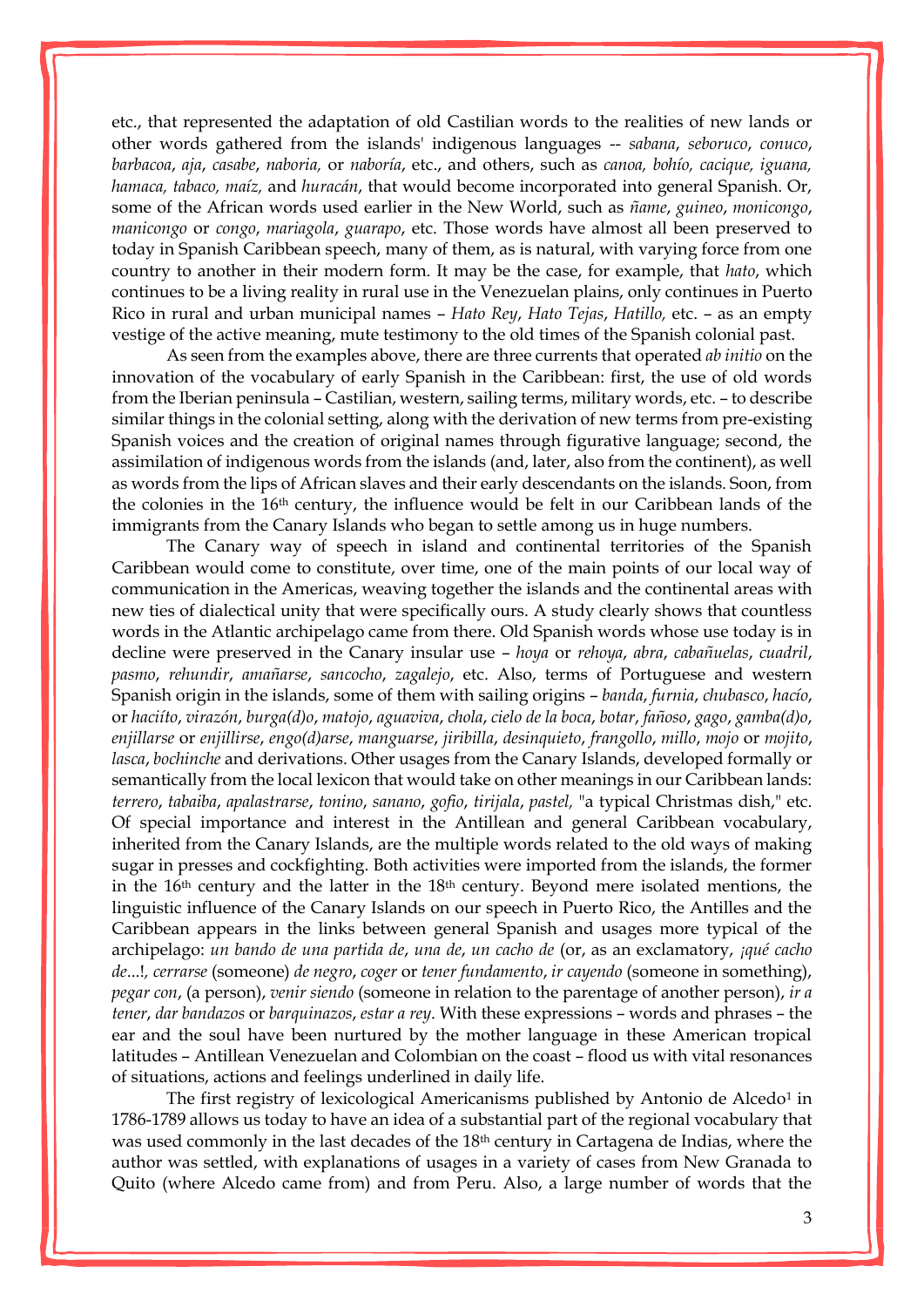etc., that represented the adaptation of old Castilian words to the realities of new lands or other words gathered from the islands' indigenous languages -- *sabana*, *seboruco*, *conuco*, *barbacoa*, *aja*, *casabe*, *naboria,* or *naboría*, etc., and others, such as *canoa, bohío, cacique, iguana, hamaca, tabaco, maíz,* and *huracán*, that would become incorporated into general Spanish. Or, some of the African words used earlier in the New World, such as *ñame*, *guineo*, *monicongo*, *manicongo* or *congo*, *mariagola*, *guarapo*, etc. Those words have almost all been preserved to today in Spanish Caribbean speech, many of them, as is natural, with varying force from one country to another in their modern form. It may be the case, for example, that *hato*, which continues to be a living reality in rural use in the Venezuelan plains, only continues in Puerto Rico in rural and urban municipal names – *Hato Rey*, *Hato Tejas*, *Hatillo,* etc. – as an empty vestige of the active meaning, mute testimony to the old times of the Spanish colonial past.

As seen from the examples above, there are three currents that operated *ab initio* on the innovation of the vocabulary of early Spanish in the Caribbean: first, the use of old words from the Iberian peninsula – Castilian, western, sailing terms, military words, etc. – to describe similar things in the colonial setting, along with the derivation of new terms from pre-existing Spanish voices and the creation of original names through figurative language; second, the assimilation of indigenous words from the islands (and, later, also from the continent), as well as words from the lips of African slaves and their early descendants on the islands. Soon, from the colonies in the 16th century, the influence would be felt in our Caribbean lands of the immigrants from the Canary Islands who began to settle among us in huge numbers.

The Canary way of speech in island and continental territories of the Spanish Caribbean would come to constitute, over time, one of the main points of our local way of communication in the Americas, weaving together the islands and the continental areas with new ties of dialectical unity that were specifically ours. A study clearly shows that countless words in the Atlantic archipelago came from there. Old Spanish words whose use today is in decline were preserved in the Canary insular use – *hoya* or *rehoya*, *abra*, *cabañuelas*, *cuadril*, *pasmo*, *rehundir*, *amañarse*, *sancocho*, *zagalejo*, etc. Also, terms of Portuguese and western Spanish origin in the islands, some of them with sailing origins – *banda*, *furnia*, *chubasco*, *hacío*, or *haciíto*, *virazón*, *burga(d)o*, *matojo*, *aguaviva*, *chola*, *cielo de la boca*, *botar*, *fañoso*, *gago*, *gamba(d)o*, *enjillarse* or *enjillirse*, *engo(d)arse*, *manguarse*, *jiribilla*, *desinquieto*, *frangollo*, *millo*, *mojo* or *mojito*, *lasca*, *bochinche* and derivations. Other usages from the Canary Islands, developed formally or semantically from the local lexicon that would take on other meanings in our Caribbean lands: *terrero*, *tabaiba*, *apalastrarse*, *tonino*, *sanano*, *gofio*, *tirijala*, *pastel,* "a typical Christmas dish," etc. Of special importance and interest in the Antillean and general Caribbean vocabulary, inherited from the Canary Islands, are the multiple words related to the old ways of making sugar in presses and cockfighting. Both activities were imported from the islands, the former in the 16th century and the latter in the 18th century. Beyond mere isolated mentions, the linguistic influence of the Canary Islands on our speech in Puerto Rico, the Antilles and the Caribbean appears in the links between general Spanish and usages more typical of the archipelago: *un bando de una partida de*, *una de*, *un cacho de* (or, as an exclamatory, *¡qué cacho de*...!, *cerrarse* (someone) *de negro*, *coger* or *tener fundamento*, *ir cayendo* (someone in something), *pegar con*, (a person), *venir siendo* (someone in relation to the parentage of another person), *ir a tener*, *dar bandazos* or *barquinazos*, *estar a rey*. With these expressions – words and phrases – the ear and the soul have been nurtured by the mother language in these American tropical latitudes – Antillean Venezuelan and Colombian on the coast – flood us with vital resonances of situations, actions and feelings underlined in daily life.

The first registry of lexicological Americanisms published by Antonio de Alcedo[1] in 1786-1789 allows us today to have an idea of a substantial part of the regional vocabulary that was used commonly in the last decades of the 18th century in Cartagena de Indias, where the author was settled, with explanations of usages in a variety of cases from New Granada to Quito (where Alcedo came from) and from Peru. Also, a large number of words that the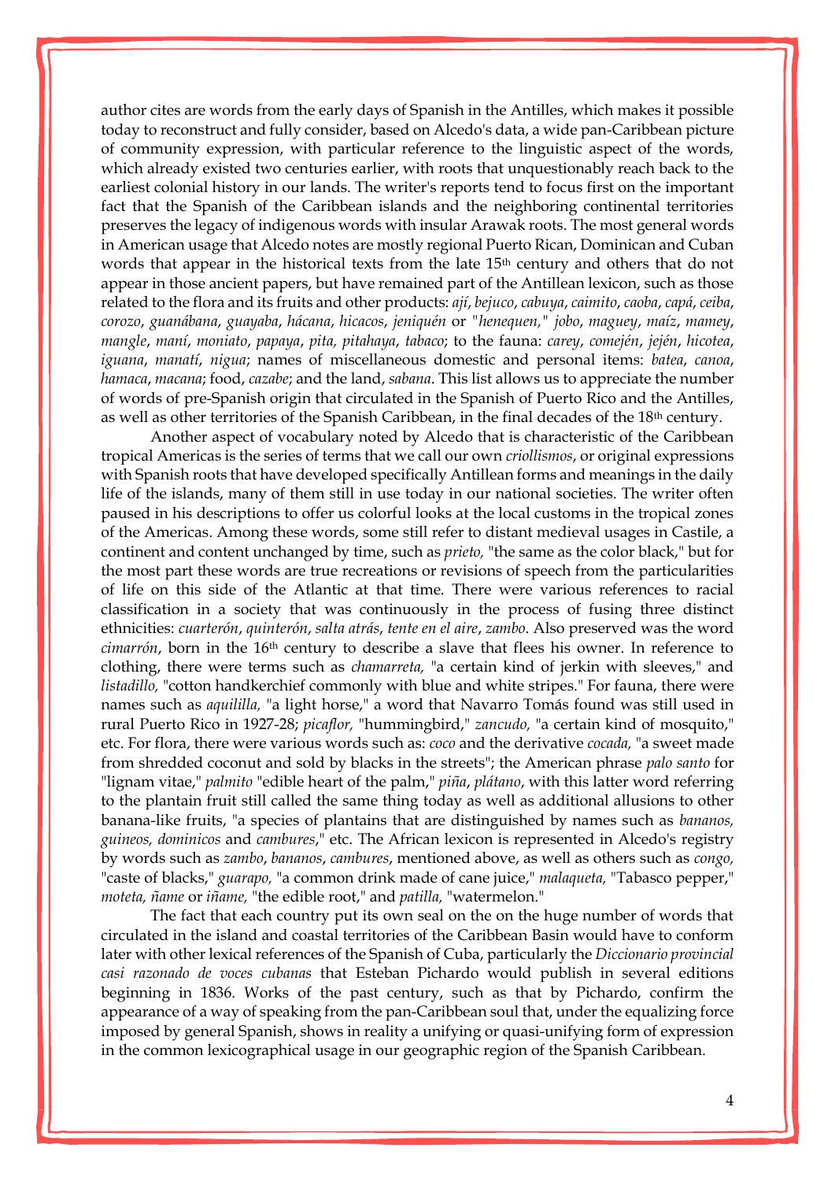author cites are words from the early days of Spanish in the Antilles, which makes it possible today to reconstruct and fully consider, based on Alcedo's data, a wide pan-Caribbean picture of community expression, with particular reference to the linguistic aspect of the words, which already existed two centuries earlier, with roots that unquestionably reach back to the earliest colonial history in our lands. The writer's reports tend to focus first on the important fact that the Spanish of the Caribbean islands and the neighboring continental territories preserves the legacy of indigenous words with insular Arawak roots. The most general words in American usage that Alcedo notes are mostly regional Puerto Rican, Dominican and Cuban words that appear in the historical texts from the late 15th century and others that do not appear in those ancient papers, but have remained part of the Antillean lexicon, such as those related to the flora and its fruits and other products: *ají*, *bejuco*, *cabuya*, *caimito*, *caoba*, *capá*, *ceiba*, *corozo*, *guanábana*, *guayaba*, *hácana*, *hicacos*, *jeniquén* or *"henequen," jobo*, *maguey*, *maíz*, *mamey*, *mangle*, *maní*, *moniato*, *papaya*, *pita, pitahaya*, *tabaco*; to the fauna: *carey*, *comején*, *jején*, *hicotea*, *iguana*, *manatí*, *nigua*; names of miscellaneous domestic and personal items: *batea*, *canoa*, *hamaca*, *macana*; food, *cazabe*; and the land, *sabana*. This list allows us to appreciate the number of words of pre-Spanish origin that circulated in the Spanish of Puerto Rico and the Antilles, as well as other territories of the Spanish Caribbean, in the final decades of the 18th century.

Another aspect of vocabulary noted by Alcedo that is characteristic of the Caribbean tropical Americas is the series of terms that we call our own *criollismos*, or original expressions with Spanish roots that have developed specifically Antillean forms and meanings in the daily life of the islands, many of them still in use today in our national societies. The writer often paused in his descriptions to offer us colorful looks at the local customs in the tropical zones of the Americas. Among these words, some still refer to distant medieval usages in Castile, a continent and content unchanged by time, such as *prieto,* "the same as the color black," but for the most part these words are true recreations or revisions of speech from the particularities of life on this side of the Atlantic at that time. There were various references to racial classification in a society that was continuously in the process of fusing three distinct ethnicities: *cuarterón*, *quinterón*, *salta atrás*, *tente en el aire*, *zambo*. Also preserved was the word *cimarrón*, born in the 16th century to describe a slave that flees his owner. In reference to clothing, there were terms such as *chamarreta,* "a certain kind of jerkin with sleeves," and *listadillo,* "cotton handkerchief commonly with blue and white stripes." For fauna, there were names such as *aquililla,* "a light horse," a word that Navarro Tomás found was still used in rural Puerto Rico in 1927-28; *picaflor,* "hummingbird," *zancudo,* "a certain kind of mosquito," etc. For flora, there were various words such as: *coco* and the derivative *cocada,* "a sweet made from shredded coconut and sold by blacks in the streets"; the American phrase *palo santo* for "lignam vitae," *palmito* "edible heart of the palm," *piña*, *plátano*, with this latter word referring to the plantain fruit still called the same thing today as well as additional allusions to other banana-like fruits, "a species of plantains that are distinguished by names such as *bananos, guineos, dominicos* and *cambures*," etc. The African lexicon is represented in Alcedo's registry by words such as *zambo*, *bananos*, *cambures*, mentioned above, as well as others such as *congo,* "caste of blacks," *guarapo,* "a common drink made of cane juice," *malaqueta,* "Tabasco pepper," *moteta, ñame* or *iñame,* "the edible root," and *patilla,* "watermelon."

The fact that each country put its own seal on the on the huge number of words that circulated in the island and coastal territories of the Caribbean Basin would have to conform later with other lexical references of the Spanish of Cuba, particularly the *Diccionario provincial casi razonado de voces cubanas* that Esteban Pichardo would publish in several editions beginning in 1836. Works of the past century, such as that by Pichardo, confirm the appearance of a way of speaking from the pan-Caribbean soul that, under the equalizing force imposed by general Spanish, shows in reality a unifying or quasi-unifying form of expression in the common lexicographical usage in our geographic region of the Spanish Caribbean.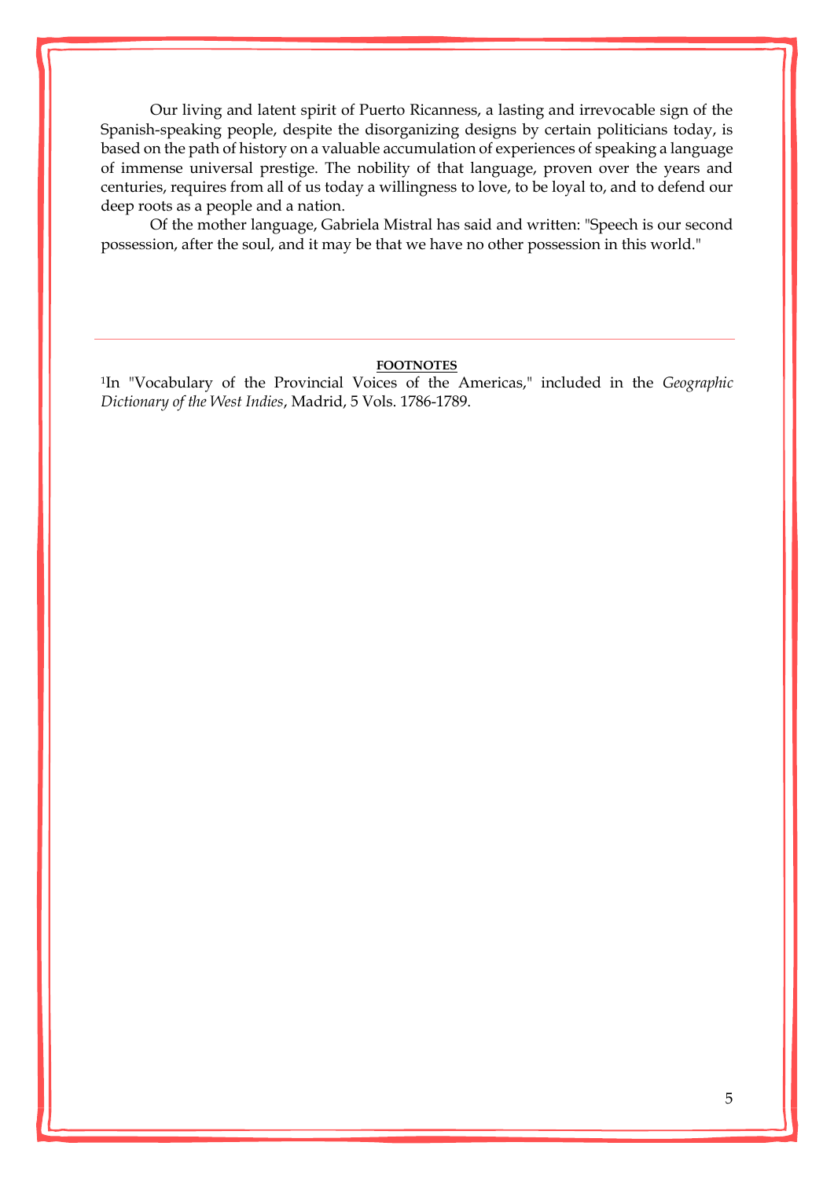Our living and latent spirit of Puerto Ricanness, a lasting and irrevocable sign of the Spanish-speaking people, despite the disorganizing designs by certain politicians today, is based on the path of history on a valuable accumulation of experiences of speaking a language of immense universal prestige. The nobility of that language, proven over the years and centuries, requires from all of us today a willingness to love, to be loyal to, and to defend our deep roots as a people and a nation.

Of the mother language, Gabriela Mistral has said and written: "Speech is our second possession, after the soul, and it may be that we have no other possession in this world."

---

**FOOTNOTES**

[1]In "Vocabulary of the Provincial Voices of the Americas," included in the *Geographic Dictionary of the West Indies*, Madrid, 5 Vols. 1786-1789.